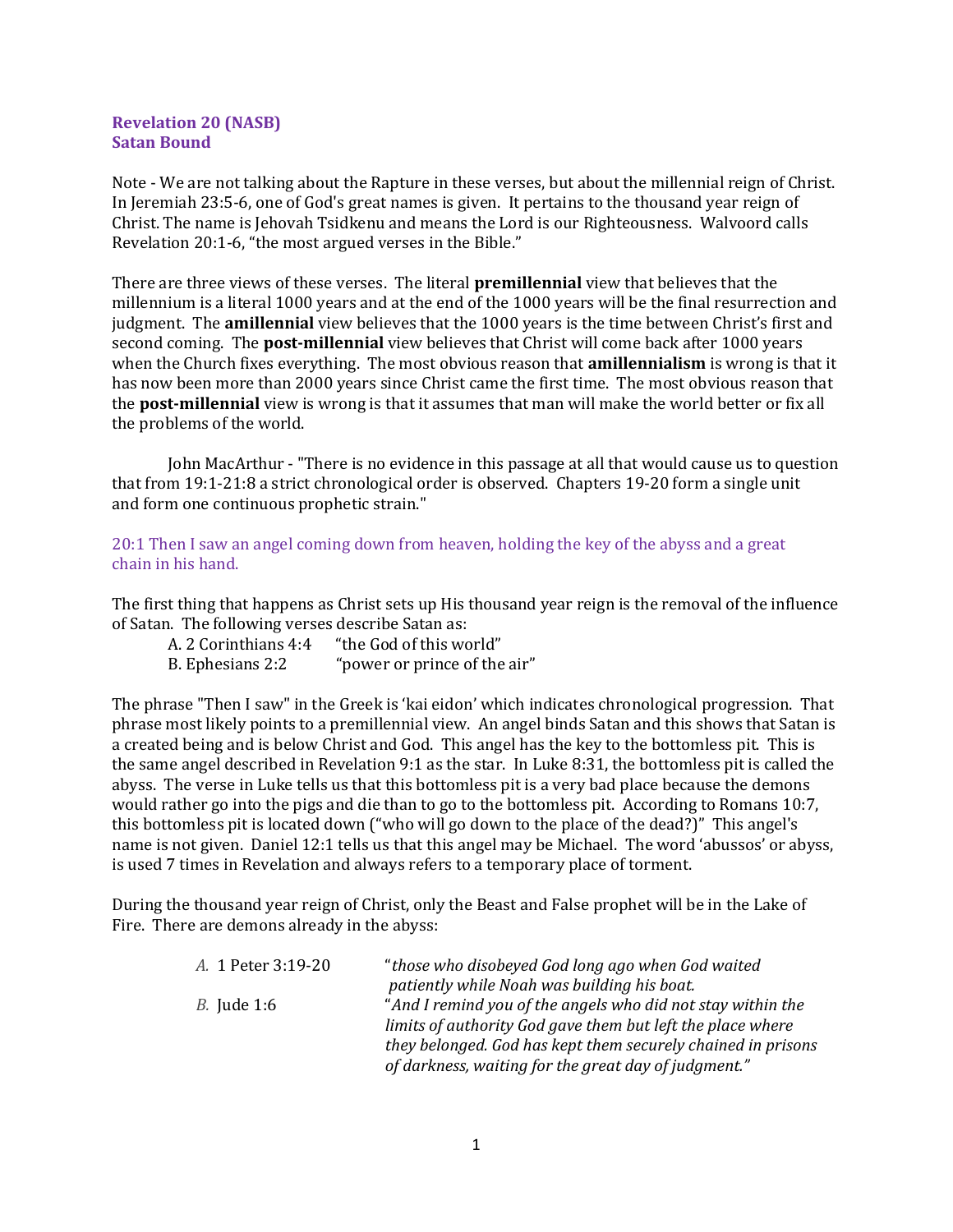**Revelation 20 (NASB)**
**Satan Bound**

Note - We are not talking about the Rapture in these verses, but about the millennial reign of Christ. In Jeremiah 23:5-6, one of God's great names is given. It pertains to the thousand year reign of Christ. The name is Jehovah Tsidkenu and means the Lord is our Righteousness. Walvoord calls Revelation 20:1-6, "the most argued verses in the Bible."

There are three views of these verses. The literal **premillennial** view that believes that the millennium is a literal 1000 years and at the end of the 1000 years will be the final resurrection and judgment. The **amillennial** view believes that the 1000 years is the time between Christ's first and second coming. The **post-millennial** view believes that Christ will come back after 1000 years when the Church fixes everything. The most obvious reason that **amillennialism** is wrong is that it has now been more than 2000 years since Christ came the first time. The most obvious reason that the **post-millennial** view is wrong is that it assumes that man will make the world better or fix all the problems of the world.

John MacArthur - "There is no evidence in this passage at all that would cause us to question that from 19:1-21:8 a strict chronological order is observed. Chapters 19-20 form a single unit and form one continuous prophetic strain."

20:1 Then I saw an angel coming down from heaven, holding the key of the abyss and a great chain in his hand.

The first thing that happens as Christ sets up His thousand year reign is the removal of the influence of Satan. The following verses describe Satan as:

A. 2 Corinthians 4:4 "the God of this world"
B. Ephesians 2:2 "power or prince of the air"

The phrase "Then I saw" in the Greek is 'kai eidon' which indicates chronological progression. That phrase most likely points to a premillennial view. An angel binds Satan and this shows that Satan is a created being and is below Christ and God. This angel has the key to the bottomless pit. This is the same angel described in Revelation 9:1 as the star. In Luke 8:31, the bottomless pit is called the abyss. The verse in Luke tells us that this bottomless pit is a very bad place because the demons would rather go into the pigs and die than to go to the bottomless pit. According to Romans 10:7, this bottomless pit is located down ("who will go down to the place of the dead?)" This angel's name is not given. Daniel 12:1 tells us that this angel may be Michael. The word 'abussos' or abyss, is used 7 times in Revelation and always refers to a temporary place of torment.

During the thousand year reign of Christ, only the Beast and False prophet will be in the Lake of Fire. There are demons already in the abyss:

*A.* 1 Peter 3:19-20 "*those who disobeyed God long ago when God waited patiently while Noah was building his boat.*
*B.* Jude 1:6 "*And I remind you of the angels who did not stay within the limits of authority God gave them but left the place where they belonged. God has kept them securely chained in prisons of darkness, waiting for the great day of judgment."*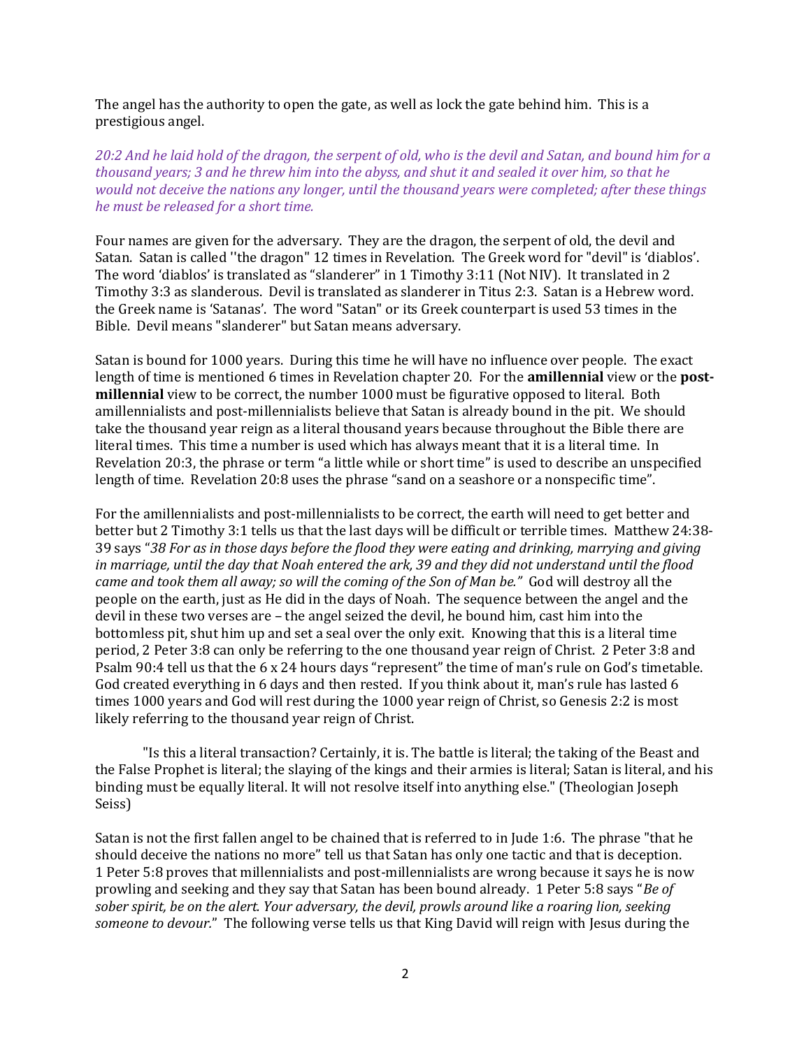The angel has the authority to open the gate, as well as lock the gate behind him. This is a prestigious angel.

*20:2 And he laid hold of the dragon, the serpent of old, who is the devil and Satan, and bound him for a thousand years; 3 and he threw him into the abyss, and shut it and sealed it over him, so that he would not deceive the nations any longer, until the thousand years were completed; after these things he must be released for a short time.*

Four names are given for the adversary. They are the dragon, the serpent of old, the devil and Satan. Satan is called ''the dragon" 12 times in Revelation. The Greek word for "devil" is 'diablos'. The word 'diablos' is translated as "slanderer" in 1 Timothy 3:11 (Not NIV). It translated in 2 Timothy 3:3 as slanderous. Devil is translated as slanderer in Titus 2:3. Satan is a Hebrew word. the Greek name is 'Satanas'. The word "Satan" or its Greek counterpart is used 53 times in the Bible. Devil means "slanderer" but Satan means adversary.

Satan is bound for 1000 years. During this time he will have no influence over people. The exact length of time is mentioned 6 times in Revelation chapter 20. For the **amillennial** view or the **post-millennial** view to be correct, the number 1000 must be figurative opposed to literal. Both amillennialists and post-millennialists believe that Satan is already bound in the pit. We should take the thousand year reign as a literal thousand years because throughout the Bible there are literal times. This time a number is used which has always meant that it is a literal time. In Revelation 20:3, the phrase or term "a little while or short time" is used to describe an unspecified length of time. Revelation 20:8 uses the phrase "sand on a seashore or a nonspecific time".

For the amillennialists and post-millennialists to be correct, the earth will need to get better and better but 2 Timothy 3:1 tells us that the last days will be difficult or terrible times. Matthew 24:38-39 says "*38 For as in those days before the flood they were eating and drinking, marrying and giving in marriage, until the day that Noah entered the ark, 39 and they did not understand until the flood came and took them all away; so will the coming of the Son of Man be."* God will destroy all the people on the earth, just as He did in the days of Noah. The sequence between the angel and the devil in these two verses are – the angel seized the devil, he bound him, cast him into the bottomless pit, shut him up and set a seal over the only exit. Knowing that this is a literal time period, 2 Peter 3:8 can only be referring to the one thousand year reign of Christ. 2 Peter 3:8 and Psalm 90:4 tell us that the 6 x 24 hours days "represent" the time of man's rule on God's timetable. God created everything in 6 days and then rested. If you think about it, man's rule has lasted 6 times 1000 years and God will rest during the 1000 year reign of Christ, so Genesis 2:2 is most likely referring to the thousand year reign of Christ.

"Is this a literal transaction? Certainly, it is. The battle is literal; the taking of the Beast and the False Prophet is literal; the slaying of the kings and their armies is literal; Satan is literal, and his binding must be equally literal. It will not resolve itself into anything else." (Theologian Joseph Seiss)

Satan is not the first fallen angel to be chained that is referred to in Jude 1:6. The phrase "that he should deceive the nations no more" tell us that Satan has only one tactic and that is deception. 1 Peter 5:8 proves that millennialists and post-millennialists are wrong because it says he is now prowling and seeking and they say that Satan has been bound already. 1 Peter 5:8 says "*Be of sober spirit, be on the alert. Your adversary, the devil, prowls around like a roaring lion, seeking someone to devour.*" The following verse tells us that King David will reign with Jesus during the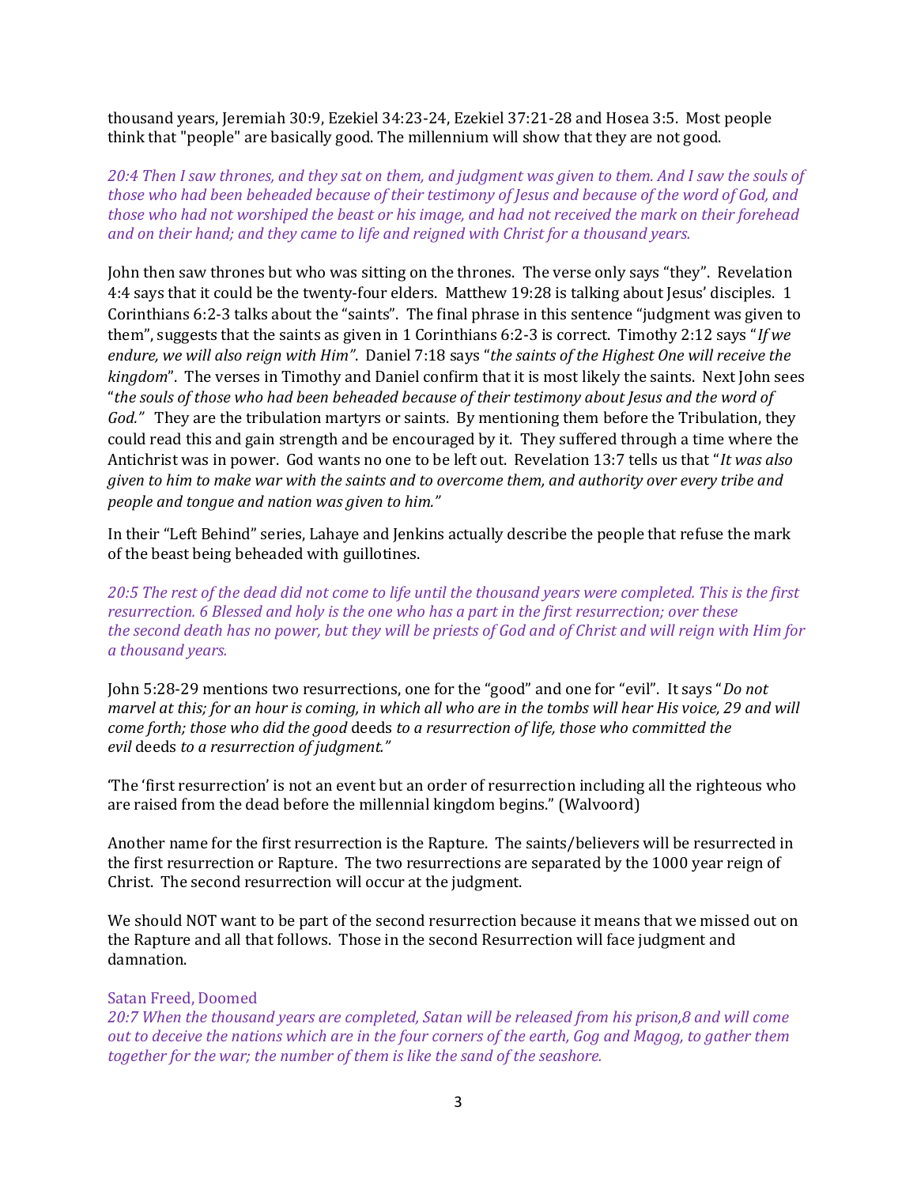thousand years, Jeremiah 30:9, Ezekiel 34:23-24, Ezekiel 37:21-28 and Hosea 3:5. Most people think that "people" are basically good. The millennium will show that they are not good.

*20:4 Then I saw thrones, and they sat on them, and judgment was given to them. And I saw the souls of those who had been beheaded because of their testimony of Jesus and because of the word of God, and those who had not worshiped the beast or his image, and had not received the mark on their forehead and on their hand; and they came to life and reigned with Christ for a thousand years.*

John then saw thrones but who was sitting on the thrones. The verse only says "they". Revelation 4:4 says that it could be the twenty-four elders. Matthew 19:28 is talking about Jesus' disciples. 1 Corinthians 6:2-3 talks about the "saints". The final phrase in this sentence "judgment was given to them", suggests that the saints as given in 1 Corinthians 6:2-3 is correct. Timothy 2:12 says "*If we endure, we will also reign with Him"*. Daniel 7:18 says "*the saints of the Highest One will receive the kingdom*". The verses in Timothy and Daniel confirm that it is most likely the saints. Next John sees "*the souls of those who had been beheaded because of their testimony about Jesus and the word of God."* They are the tribulation martyrs or saints. By mentioning them before the Tribulation, they could read this and gain strength and be encouraged by it. They suffered through a time where the Antichrist was in power. God wants no one to be left out. Revelation 13:7 tells us that "*It was also given to him to make war with the saints and to overcome them, and authority over every tribe and people and tongue and nation was given to him."*

In their "Left Behind" series, Lahaye and Jenkins actually describe the people that refuse the mark of the beast being beheaded with guillotines.

*20:5 The rest of the dead did not come to life until the thousand years were completed. This is the first resurrection. 6 Blessed and holy is the one who has a part in the first resurrection; over these the second death has no power, but they will be priests of God and of Christ and will reign with Him for a thousand years.*

John 5:28-29 mentions two resurrections, one for the "good" and one for "evil". It says "*Do not marvel at this; for an hour is coming, in which all who are in the tombs will hear His voice, 29 and will come forth; those who did the good* deeds *to a resurrection of life, those who committed the evil* deeds *to a resurrection of judgment."*

'The 'first resurrection' is not an event but an order of resurrection including all the righteous who are raised from the dead before the millennial kingdom begins." (Walvoord)

Another name for the first resurrection is the Rapture. The saints/believers will be resurrected in the first resurrection or Rapture. The two resurrections are separated by the 1000 year reign of Christ. The second resurrection will occur at the judgment.

We should NOT want to be part of the second resurrection because it means that we missed out on the Rapture and all that follows. Those in the second Resurrection will face judgment and damnation.

### Satan Freed, Doomed

*20:7 When the thousand years are completed, Satan will be released from his prison,8 and will come out to deceive the nations which are in the four corners of the earth, Gog and Magog, to gather them together for the war; the number of them is like the sand of the seashore.*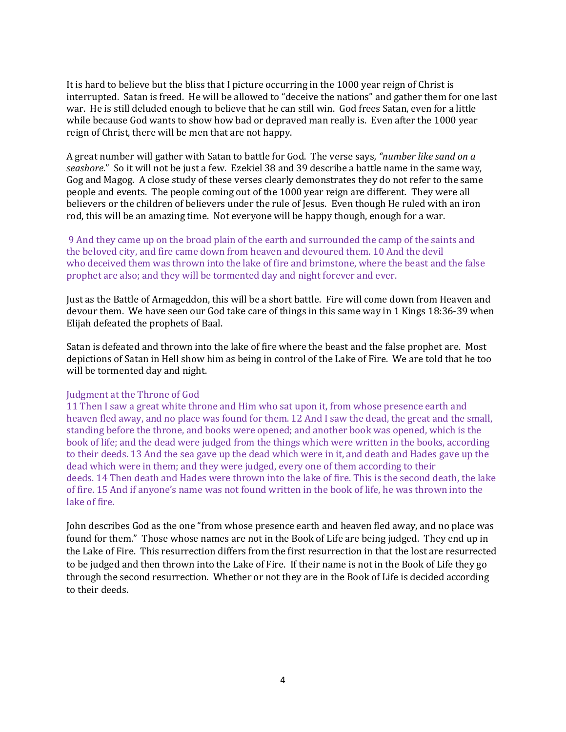It is hard to believe but the bliss that I picture occurring in the 1000 year reign of Christ is interrupted. Satan is freed. He will be allowed to "deceive the nations" and gather them for one last war. He is still deluded enough to believe that he can still win. God frees Satan, even for a little while because God wants to show how bad or depraved man really is. Even after the 1000 year reign of Christ, there will be men that are not happy.

A great number will gather with Satan to battle for God. The verse says, *"number like sand on a seashore*." So it will not be just a few. Ezekiel 38 and 39 describe a battle name in the same way, Gog and Magog. A close study of these verses clearly demonstrates they do not refer to the same people and events. The people coming out of the 1000 year reign are different. They were all believers or the children of believers under the rule of Jesus. Even though He ruled with an iron rod, this will be an amazing time. Not everyone will be happy though, enough for a war.

9 And they came up on the broad plain of the earth and surrounded the camp of the saints and the beloved city, and fire came down from heaven and devoured them. 10 And the devil who deceived them was thrown into the lake of fire and brimstone, where the beast and the false prophet are also; and they will be tormented day and night forever and ever.

Just as the Battle of Armageddon, this will be a short battle. Fire will come down from Heaven and devour them. We have seen our God take care of things in this same way in 1 Kings 18:36-39 when Elijah defeated the prophets of Baal.

Satan is defeated and thrown into the lake of fire where the beast and the false prophet are. Most depictions of Satan in Hell show him as being in control of the Lake of Fire. We are told that he too will be tormented day and night.

Judgment at the Throne of God

11 Then I saw a great white throne and Him who sat upon it, from whose presence earth and heaven fled away, and no place was found for them. 12 And I saw the dead, the great and the small, standing before the throne, and books were opened; and another book was opened, which is the book of life; and the dead were judged from the things which were written in the books, according to their deeds. 13 And the sea gave up the dead which were in it, and death and Hades gave up the dead which were in them; and they were judged, every one of them according to their deeds. 14 Then death and Hades were thrown into the lake of fire. This is the second death, the lake of fire. 15 And if anyone's name was not found written in the book of life, he was thrown into the lake of fire.

John describes God as the one "from whose presence earth and heaven fled away, and no place was found for them." Those whose names are not in the Book of Life are being judged. They end up in the Lake of Fire. This resurrection differs from the first resurrection in that the lost are resurrected to be judged and then thrown into the Lake of Fire. If their name is not in the Book of Life they go through the second resurrection. Whether or not they are in the Book of Life is decided according to their deeds.